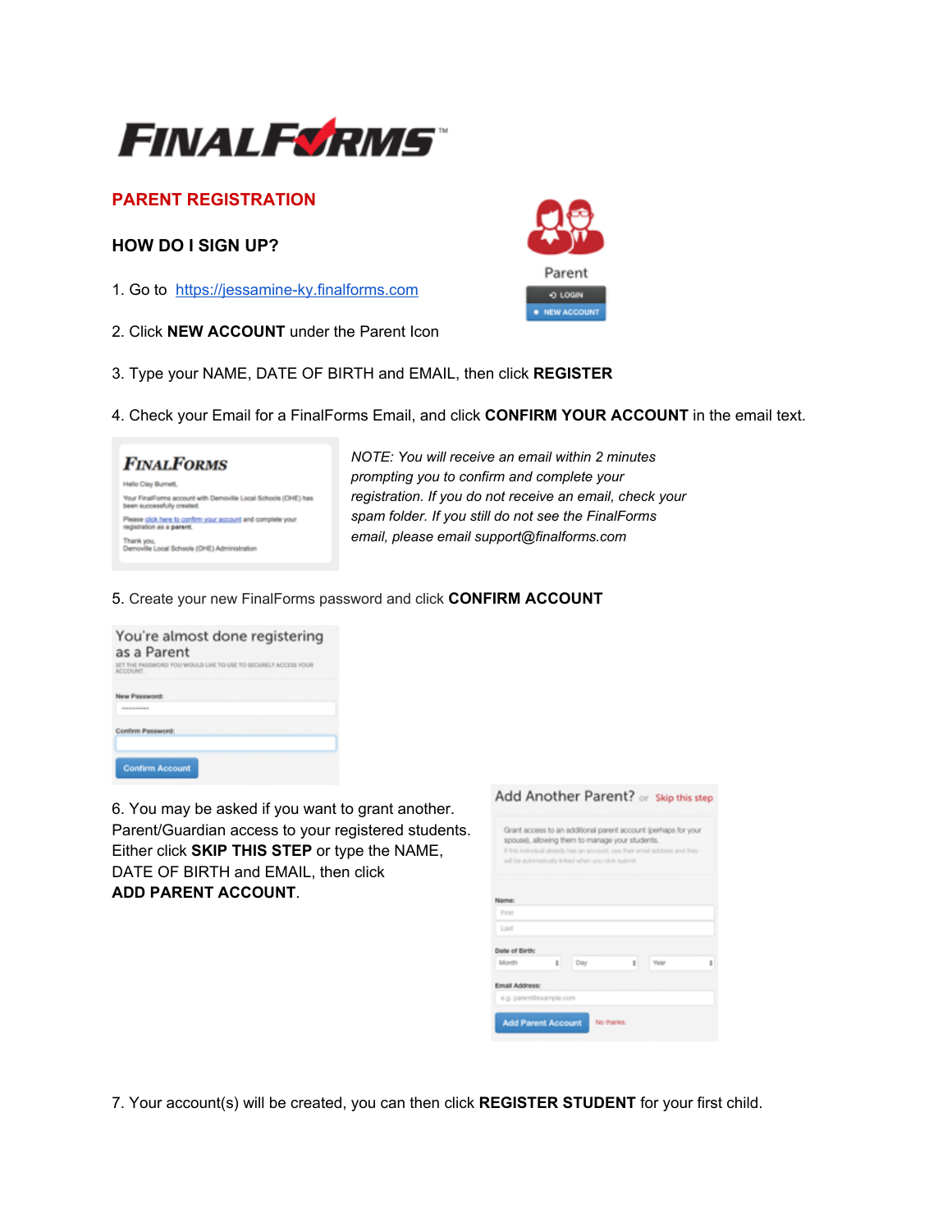# FINALFORMS™

## PARENT REGISTRATION

### HOW DO I SIGN UP?

1. Go to [https://jessamine-ky.finalforms.com](https://jessamine-ky.finalforms.com)

2. Click **NEW ACCOUNT** under the Parent Icon

3. Type your NAME, DATE OF BIRTH and EMAIL, then click **REGISTER**

4. Check your Email for a FinalForms Email, and click **CONFIRM YOUR ACCOUNT** in the email text.

*NOTE: You will receive an email within 2 minutes prompting you to confirm and complete your registration. If you do not receive an email, check your spam folder. If you still do not see the FinalForms email, please email support@finalforms.com*

5. Create your new FinalForms password and click **CONFIRM ACCOUNT**

6. You may be asked if you want to grant another. Parent/Guardian access to your registered students. Either click **SKIP THIS STEP** or type the NAME, DATE OF BIRTH and EMAIL, then click **ADD PARENT ACCOUNT**.

7. Your account(s) will be created, you can then click **REGISTER STUDENT** for your first child.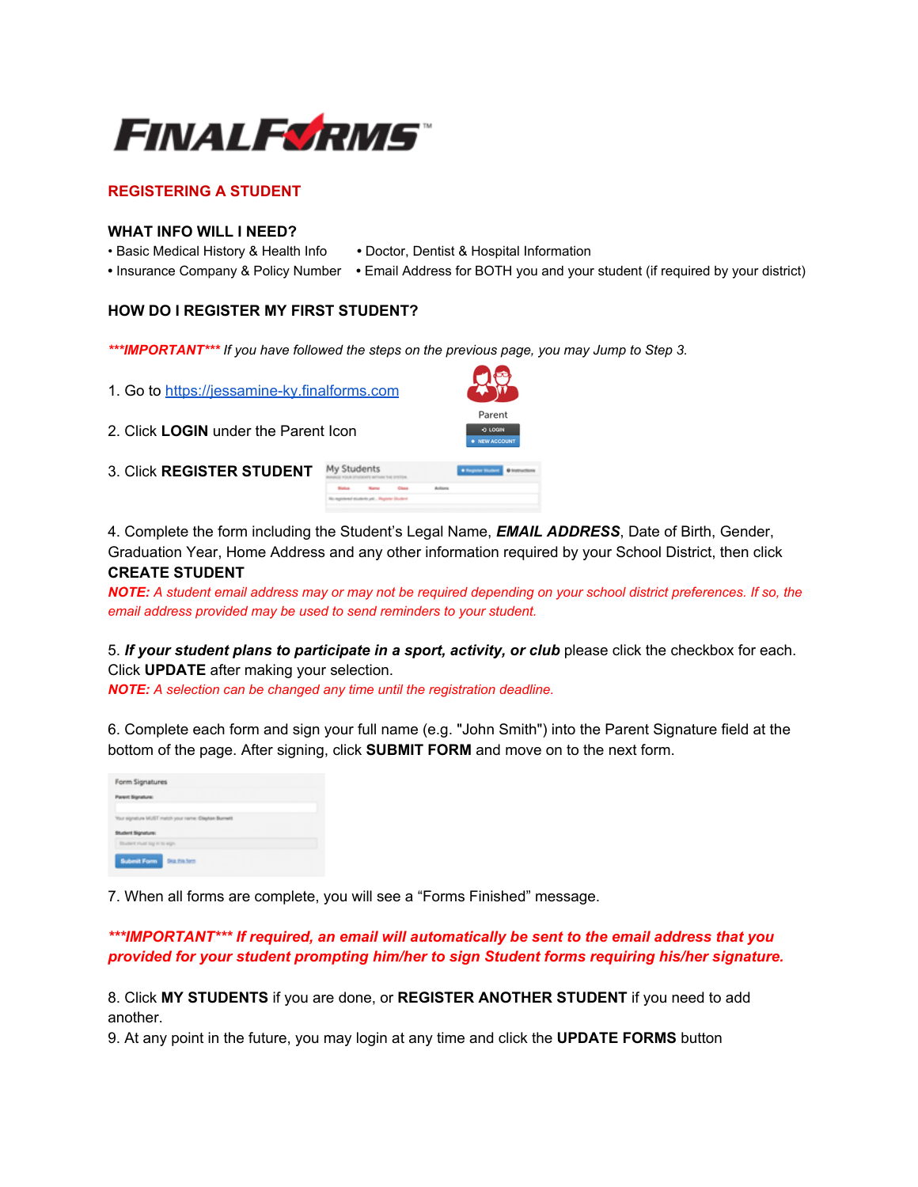# FINALFORMS

## REGISTERING A STUDENT

### WHAT INFO WILL I NEED?

- Basic Medical History & Health Info
- Doctor, Dentist & Hospital Information
- Insurance Company & Policy Number
- Email Address for BOTH you and your student (if required by your district)

### HOW DO I REGISTER MY FIRST STUDENT?

***\*\*\*IMPORTANT\*\*\**** *If you have followed the steps on the previous page, you may Jump to Step 3.*

1. Go to https://jessamine-ky.finalforms.com

2. Click **LOGIN** under the Parent Icon

3. Click **REGISTER STUDENT**

4. Complete the form including the Student's Legal Name, ***EMAIL ADDRESS***, Date of Birth, Gender, Graduation Year, Home Address and any other information required by your School District, then click **CREATE STUDENT**

***NOTE:*** *A student email address may or may not be required depending on your school district preferences. If so, the email address provided may be used to send reminders to your student.*

5. ***If your student plans to participate in a sport, activity, or club*** please click the checkbox for each. Click **UPDATE** after making your selection.

***NOTE:*** *A selection can be changed any time until the registration deadline.*

6. Complete each form and sign your full name (e.g. "John Smith") into the Parent Signature field at the bottom of the page. After signing, click **SUBMIT FORM** and move on to the next form.

7. When all forms are complete, you will see a "Forms Finished" message.

***\*\*\*IMPORTANT\*\*\* If required, an email will automatically be sent to the email address that you provided for your student prompting him/her to sign Student forms requiring his/her signature.***

8. Click **MY STUDENTS** if you are done, or **REGISTER ANOTHER STUDENT** if you need to add another.

9. At any point in the future, you may login at any time and click the **UPDATE FORMS** button